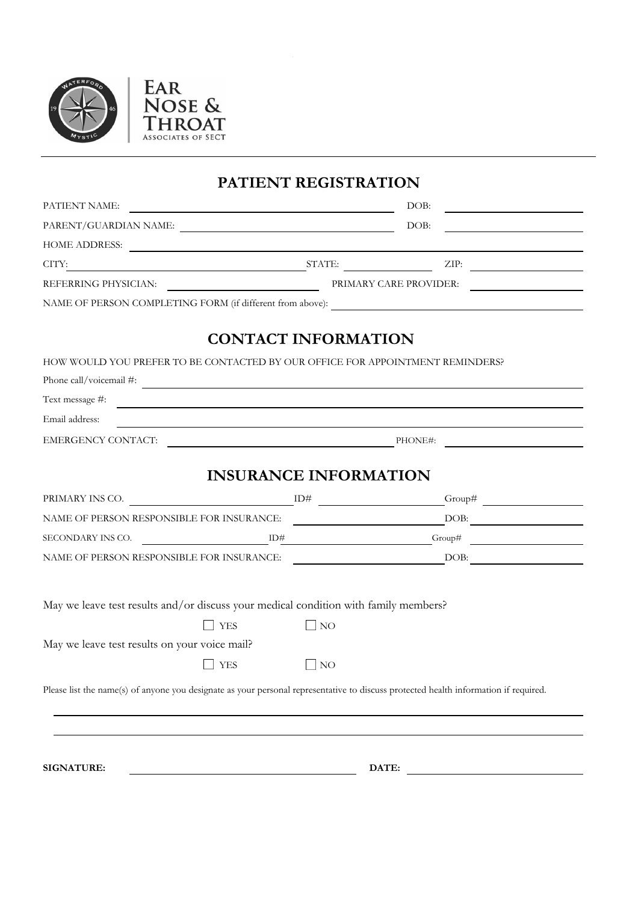EAR NOSE & THROAT ASSOCIATES OF SECT

# PATIENT REGISTRATION

PATIENT NAME: ______________________ DOB: ______________

PARENT/GUARDIAN NAME: ______________________ DOB: ______________

HOME ADDRESS: ______________________

CITY: ______________ STATE: __________ ZIP: __________

REFERRING PHYSICIAN: ______________ PRIMARY CARE PROVIDER: ______________

NAME OF PERSON COMPLETING FORM (if different from above): ______________________

# CONTACT INFORMATION

HOW WOULD YOU PREFER TO BE CONTACTED BY OUR OFFICE FOR APPOINTMENT REMINDERS?

Phone call/voicemail #: ______________________

Text message #: ______________________

Email address: ______________________

EMERGENCY CONTACT: ______________________ PHONE#: ______________

# INSURANCE INFORMATION

PRIMARY INS CO. ______________ ID# ______________ Group# ______________

NAME OF PERSON RESPONSIBLE FOR INSURANCE: ______________ DOB: ______________

SECONDARY INS CO. ______________ ID# ______________ Group# ______________

NAME OF PERSON RESPONSIBLE FOR INSURANCE: ______________ DOB: ______________

May we leave test results and/or discuss your medical condition with family members?

☐ YES ☐ NO

May we leave test results on your voice mail?

☐ YES ☐ NO

Please list the name(s) of anyone you designate as your personal representative to discuss protected health information if required.

______________________________________________

______________________________________________

**SIGNATURE:** ______________________ **DATE:** ______________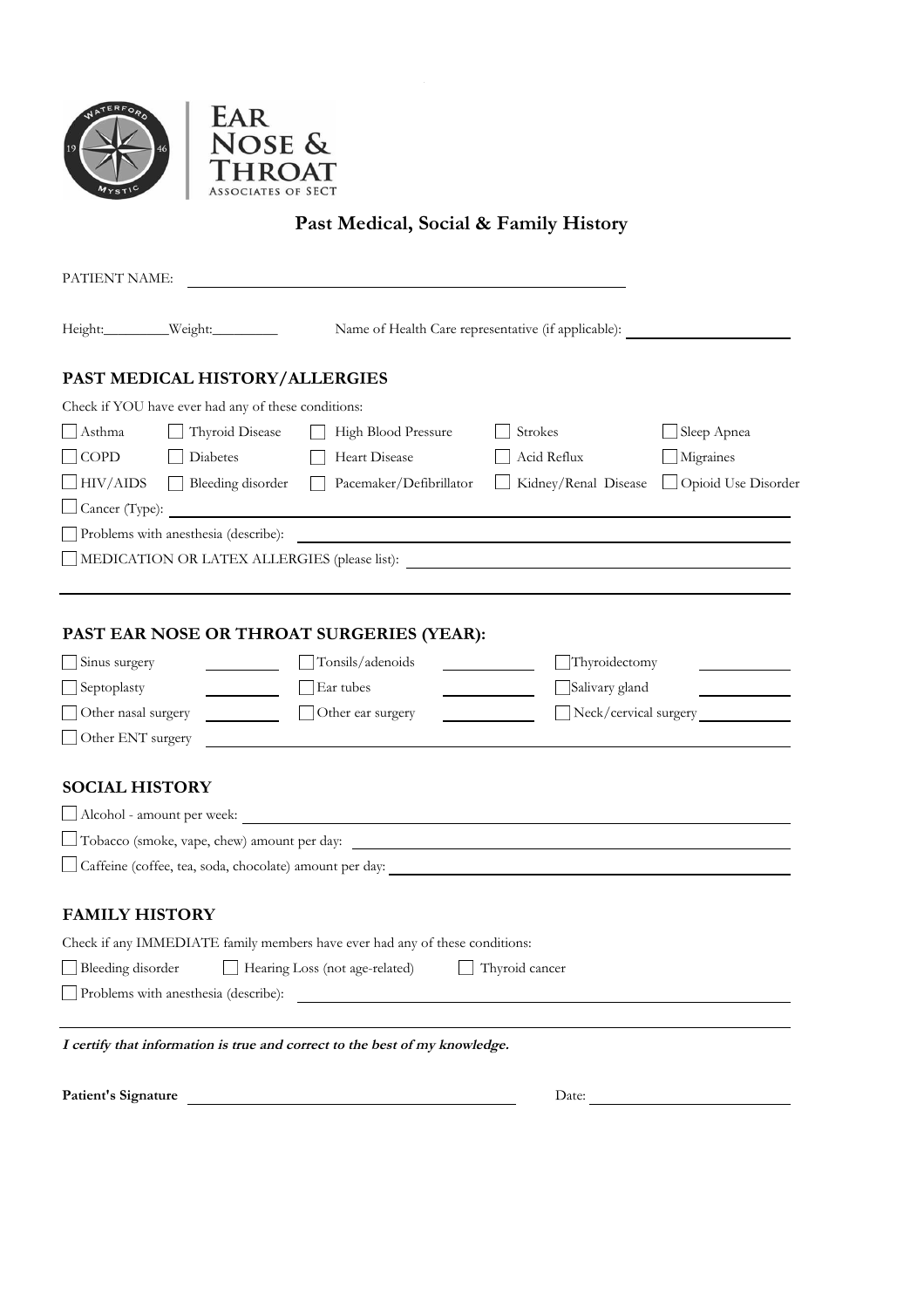**EAR NOSE & THROAT**
ASSOCIATES OF SECT

# Past Medical, Social & Family History

PATIENT NAME: ______________________________

Height:________ Weight:________ Name of Health Care representative (if applicable): ____________

## PAST MEDICAL HISTORY/ALLERGIES

Check if YOU have ever had any of these conditions:

- ☐ Asthma
- ☐ Thyroid Disease
- ☐ High Blood Pressure
- ☐ Strokes
- ☐ Sleep Apnea
- ☐ COPD
- ☐ Diabetes
- ☐ Heart Disease
- ☐ Acid Reflux
- ☐ Migraines
- ☐ HIV/AIDS
- ☐ Bleeding disorder
- ☐ Pacemaker/Defibrillator
- ☐ Kidney/Renal Disease
- ☐ Opioid Use Disorder
- ☐ Cancer (Type): ______________________________
- ☐ Problems with anesthesia (describe): ______________________________
- ☐ MEDICATION OR LATEX ALLERGIES (please list): ______________________________

## PAST EAR NOSE OR THROAT SURGERIES (YEAR):

- ☐ Sinus surgery ________
- ☐ Tonsils/adenoids ________
- ☐ Thyroidectomy ________
- ☐ Septoplasty ________
- ☐ Ear tubes ________
- ☐ Salivary gland ________
- ☐ Other nasal surgery ________
- ☐ Other ear surgery ________
- ☐ Neck/cervical surgery ________
- ☐ Other ENT surgery ______________________________

## SOCIAL HISTORY

- ☐ Alcohol - amount per week: ______________________________
- ☐ Tobacco (smoke, vape, chew) amount per day: ______________________________
- ☐ Caffeine (coffee, tea, soda, chocolate) amount per day: ______________________________

## FAMILY HISTORY

Check if any IMMEDIATE family members have ever had any of these conditions:

- ☐ Bleeding disorder
- ☐ Hearing Loss (not age-related)
- ☐ Thyroid cancer
- ☐ Problems with anesthesia (describe): ______________________________

***I certify that information is true and correct to the best of my knowledge.***

**Patient's Signature** ______________________________ Date: ________________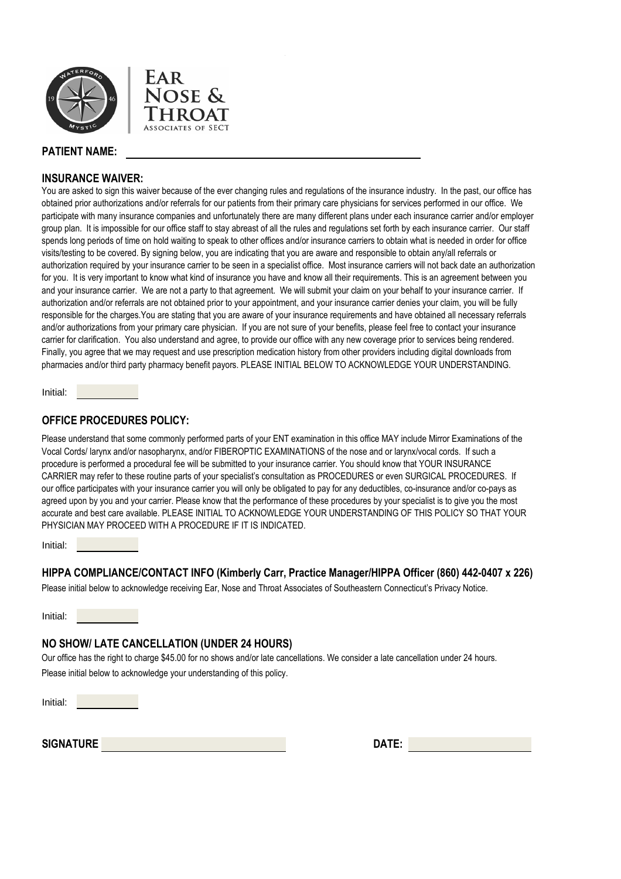EAR NOSE & THROAT ASSOCIATES OF SECT

**PATIENT NAME:** ______________________________

**INSURANCE WAIVER:**

You are asked to sign this waiver because of the ever changing rules and regulations of the insurance industry. In the past, our office has obtained prior authorizations and/or referrals for our patients from their primary care physicians for services performed in our office. We participate with many insurance companies and unfortunately there are many different plans under each insurance carrier and/or employer group plan. It is impossible for our office staff to stay abreast of all the rules and regulations set forth by each insurance carrier. Our staff spends long periods of time on hold waiting to speak to other offices and/or insurance carriers to obtain what is needed in order for office visits/testing to be covered. By signing below, you are indicating that you are aware and responsible to obtain any/all referrals or authorization required by your insurance carrier to be seen in a specialist office. Most insurance carriers will not back date an authorization for you. It is very important to know what kind of insurance you have and know all their requirements. This is an agreement between you and your insurance carrier. We are not a party to that agreement. We will submit your claim on your behalf to your insurance carrier. If authorization and/or referrals are not obtained prior to your appointment, and your insurance carrier denies your claim, you will be fully responsible for the charges.You are stating that you are aware of your insurance requirements and have obtained all necessary referrals and/or authorizations from your primary care physician. If you are not sure of your benefits, please feel free to contact your insurance carrier for clarification. You also understand and agree, to provide our office with any new coverage prior to services being rendered. Finally, you agree that we may request and use prescription medication history from other providers including digital downloads from pharmacies and/or third party pharmacy benefit payors. PLEASE INITIAL BELOW TO ACKNOWLEDGE YOUR UNDERSTANDING.

Initial: __________

**OFFICE PROCEDURES POLICY:**

Please understand that some commonly performed parts of your ENT examination in this office MAY include Mirror Examinations of the Vocal Cords/ larynx and/or nasopharynx, and/or FIBEROPTIC EXAMINATIONS of the nose and or larynx/vocal cords. If such a procedure is performed a procedural fee will be submitted to your insurance carrier. You should know that YOUR INSURANCE CARRIER may refer to these routine parts of your specialist's consultation as PROCEDURES or even SURGICAL PROCEDURES. If our office participates with your insurance carrier you will only be obligated to pay for any deductibles, co-insurance and/or co-pays as agreed upon by you and your carrier. Please know that the performance of these procedures by your specialist is to give you the most accurate and best care available. PLEASE INITIAL TO ACKNOWLEDGE YOUR UNDERSTANDING OF THIS POLICY SO THAT YOUR PHYSICIAN MAY PROCEED WITH A PROCEDURE IF IT IS INDICATED.

Initial: __________

**HIPPA COMPLIANCE/CONTACT INFO (Kimberly Carr, Practice Manager/HIPPA Officer (860) 442-0407 x 226)**

Please initial below to acknowledge receiving Ear, Nose and Throat Associates of Southeastern Connecticut's Privacy Notice.

Initial: __________

**NO SHOW/ LATE CANCELLATION (UNDER 24 HOURS)**

Our office has the right to charge $45.00 for no shows and/or late cancellations. We consider a late cancellation under 24 hours.
Please initial below to acknowledge your understanding of this policy.

Initial: __________

**SIGNATURE** ______________________________ **DATE:** ______________